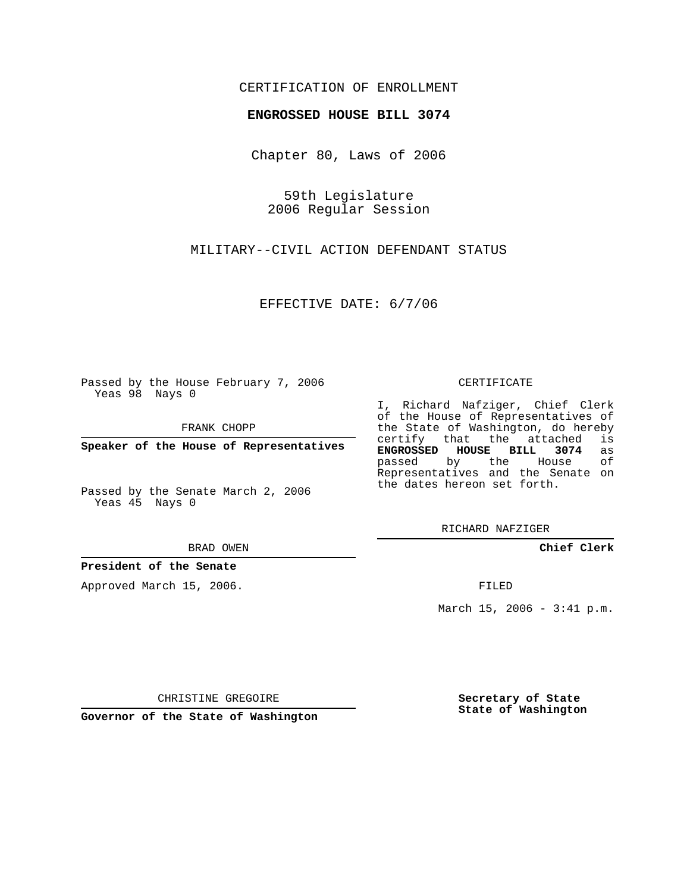CERTIFICATION OF ENROLLMENT

**ENGROSSED HOUSE BILL 3074**

Chapter 80, Laws of 2006

59th Legislature
2006 Regular Session

MILITARY--CIVIL ACTION DEFENDANT STATUS

EFFECTIVE DATE: 6/7/06

Passed by the House February 7, 2006
Yeas 98 Nays 0

FRANK CHOPP

**Speaker of the House of Representatives**

Passed by the Senate March 2, 2006
Yeas 45 Nays 0

BRAD OWEN

**President of the Senate**

Approved March 15, 2006.

CHRISTINE GREGOIRE

**Governor of the State of Washington**

CERTIFICATE

I, Richard Nafziger, Chief Clerk of the House of Representatives of the State of Washington, do hereby certify that the attached is **ENGROSSED HOUSE BILL 3074** as passed by the House of Representatives and the Senate on the dates hereon set forth.

RICHARD NAFZIGER

**Chief Clerk**

FILED

March 15, 2006 - 3:41 p.m.

**Secretary of State**
**State of Washington**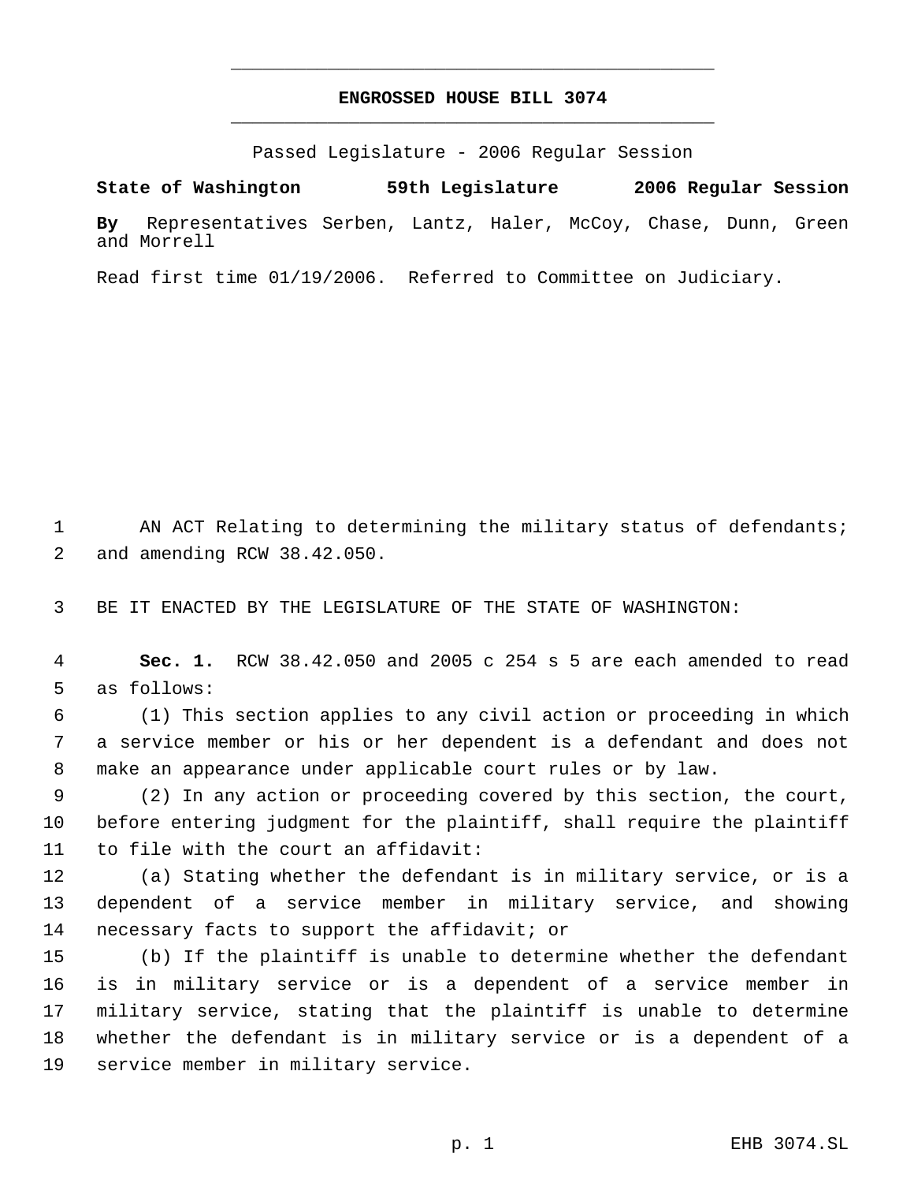# ENGROSSED HOUSE BILL 3074

Passed Legislature - 2006 Regular Session

**State of Washington 59th Legislature 2006 Regular Session**

**By** Representatives Serben, Lantz, Haler, McCoy, Chase, Dunn, Green and Morrell

Read first time 01/19/2006. Referred to Committee on Judiciary.

AN ACT Relating to determining the military status of defendants; and amending RCW 38.42.050.

BE IT ENACTED BY THE LEGISLATURE OF THE STATE OF WASHINGTON:

**Sec. 1.** RCW 38.42.050 and 2005 c 254 s 5 are each amended to read as follows:

(1) This section applies to any civil action or proceeding in which a service member or his or her dependent is a defendant and does not make an appearance under applicable court rules or by law.

(2) In any action or proceeding covered by this section, the court, before entering judgment for the plaintiff, shall require the plaintiff to file with the court an affidavit:

(a) Stating whether the defendant is in military service, or is a dependent of a service member in military service, and showing necessary facts to support the affidavit; or

(b) If the plaintiff is unable to determine whether the defendant is in military service or is a dependent of a service member in military service, stating that the plaintiff is unable to determine whether the defendant is in military service or is a dependent of a service member in military service.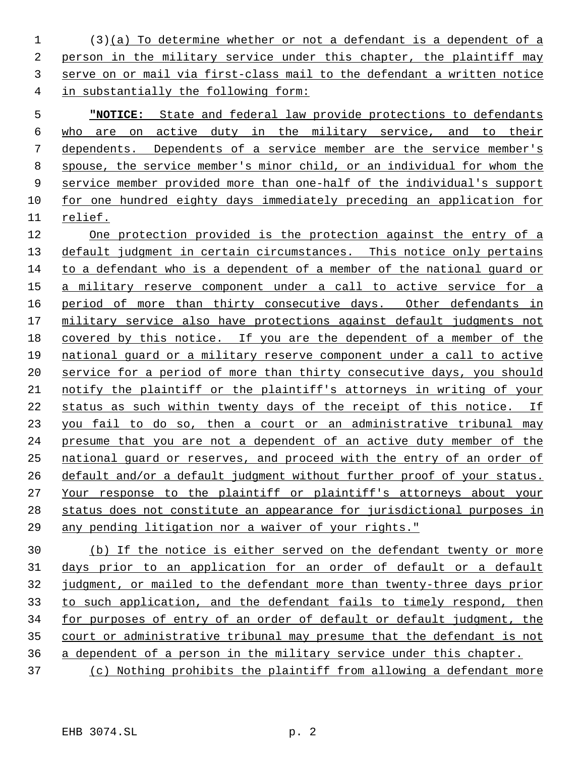(3)(a) To determine whether or not a defendant is a dependent of a person in the military service under this chapter, the plaintiff may serve on or mail via first-class mail to the defendant a written notice in substantially the following form:

**"NOTICE:** State and federal law provide protections to defendants who are on active duty in the military service, and to their dependents. Dependents of a service member are the service member's spouse, the service member's minor child, or an individual for whom the service member provided more than one-half of the individual's support for one hundred eighty days immediately preceding an application for relief.

One protection provided is the protection against the entry of a default judgment in certain circumstances. This notice only pertains to a defendant who is a dependent of a member of the national guard or a military reserve component under a call to active service for a period of more than thirty consecutive days. Other defendants in military service also have protections against default judgments not covered by this notice. If you are the dependent of a member of the national guard or a military reserve component under a call to active service for a period of more than thirty consecutive days, you should notify the plaintiff or the plaintiff's attorneys in writing of your status as such within twenty days of the receipt of this notice. If you fail to do so, then a court or an administrative tribunal may presume that you are not a dependent of an active duty member of the national guard or reserves, and proceed with the entry of an order of default and/or a default judgment without further proof of your status. Your response to the plaintiff or plaintiff's attorneys about your status does not constitute an appearance for jurisdictional purposes in any pending litigation nor a waiver of your rights."

(b) If the notice is either served on the defendant twenty or more days prior to an application for an order of default or a default judgment, or mailed to the defendant more than twenty-three days prior to such application, and the defendant fails to timely respond, then for purposes of entry of an order of default or default judgment, the court or administrative tribunal may presume that the defendant is not a dependent of a person in the military service under this chapter.

(c) Nothing prohibits the plaintiff from allowing a defendant more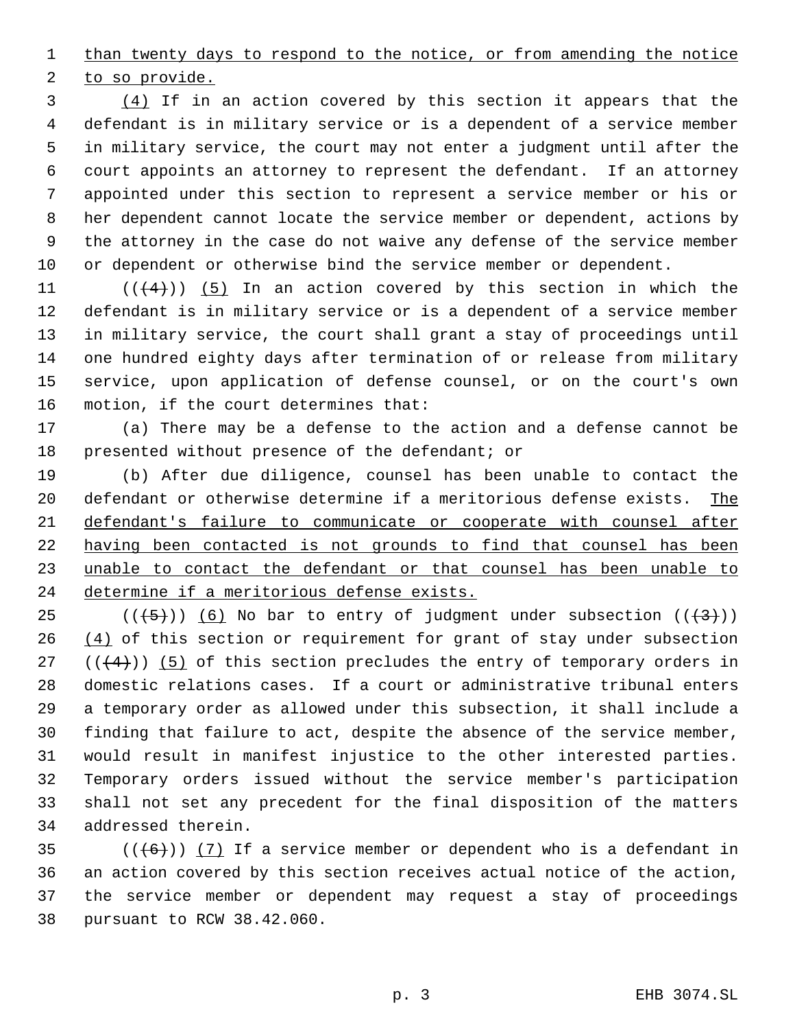than twenty days to respond to the notice, or from amending the notice to so provide.

(4) If in an action covered by this section it appears that the defendant is in military service or is a dependent of a service member in military service, the court may not enter a judgment until after the court appoints an attorney to represent the defendant. If an attorney appointed under this section to represent a service member or his or her dependent cannot locate the service member or dependent, actions by the attorney in the case do not waive any defense of the service member or dependent or otherwise bind the service member or dependent.

~~((4))~~ (5) In an action covered by this section in which the defendant is in military service or is a dependent of a service member in military service, the court shall grant a stay of proceedings until one hundred eighty days after termination of or release from military service, upon application of defense counsel, or on the court's own motion, if the court determines that:

(a) There may be a defense to the action and a defense cannot be presented without presence of the defendant; or

(b) After due diligence, counsel has been unable to contact the defendant or otherwise determine if a meritorious defense exists. The defendant's failure to communicate or cooperate with counsel after having been contacted is not grounds to find that counsel has been unable to contact the defendant or that counsel has been unable to determine if a meritorious defense exists.

~~((5))~~ (6) No bar to entry of judgment under subsection ~~((3))~~ (4) of this section or requirement for grant of stay under subsection ~~((4))~~ (5) of this section precludes the entry of temporary orders in domestic relations cases. If a court or administrative tribunal enters a temporary order as allowed under this subsection, it shall include a finding that failure to act, despite the absence of the service member, would result in manifest injustice to the other interested parties. Temporary orders issued without the service member's participation shall not set any precedent for the final disposition of the matters addressed therein.

~~((6))~~ (7) If a service member or dependent who is a defendant in an action covered by this section receives actual notice of the action, the service member or dependent may request a stay of proceedings pursuant to RCW 38.42.060.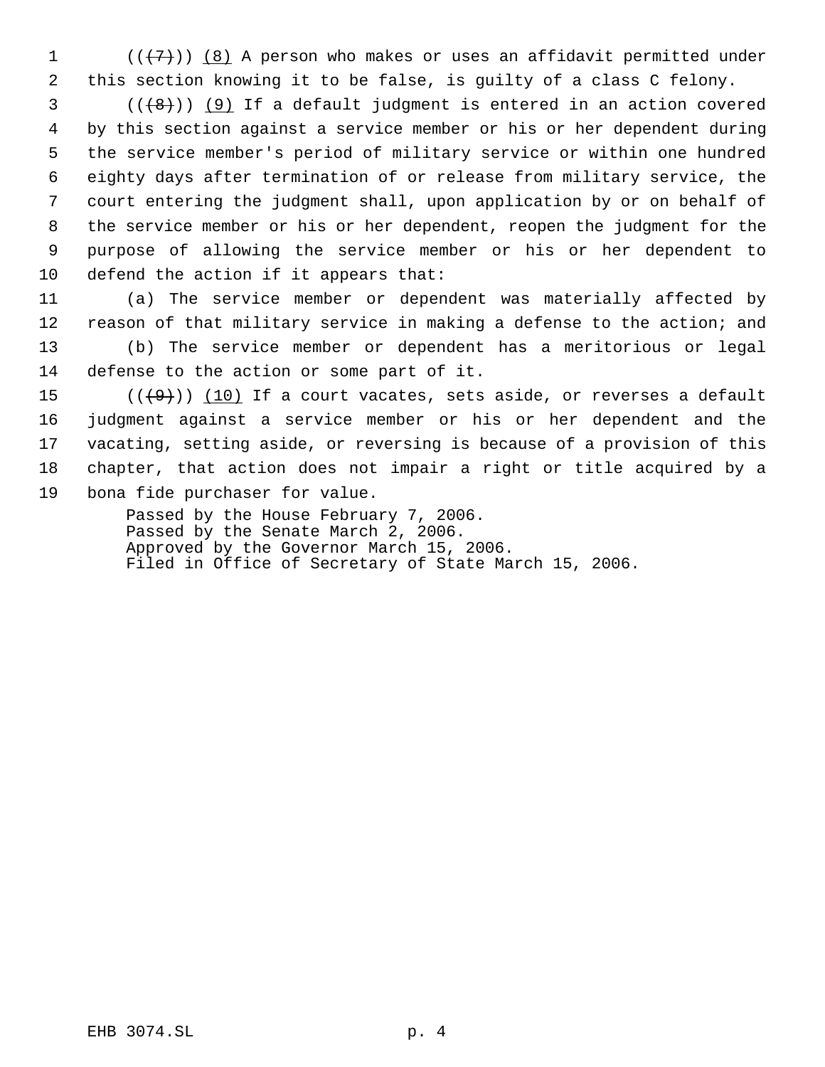((~~(7)~~)) (8) A person who makes or uses an affidavit permitted under this section knowing it to be false, is guilty of a class C felony.

((~~(8)~~)) (9) If a default judgment is entered in an action covered by this section against a service member or his or her dependent during the service member's period of military service or within one hundred eighty days after termination of or release from military service, the court entering the judgment shall, upon application by or on behalf of the service member or his or her dependent, reopen the judgment for the purpose of allowing the service member or his or her dependent to defend the action if it appears that:

(a) The service member or dependent was materially affected by reason of that military service in making a defense to the action; and

(b) The service member or dependent has a meritorious or legal defense to the action or some part of it.

((~~(9)~~)) (10) If a court vacates, sets aside, or reverses a default judgment against a service member or his or her dependent and the vacating, setting aside, or reversing is because of a provision of this chapter, that action does not impair a right or title acquired by a bona fide purchaser for value.

Passed by the House February 7, 2006.
Passed by the Senate March 2, 2006.
Approved by the Governor March 15, 2006.
Filed in Office of Secretary of State March 15, 2006.